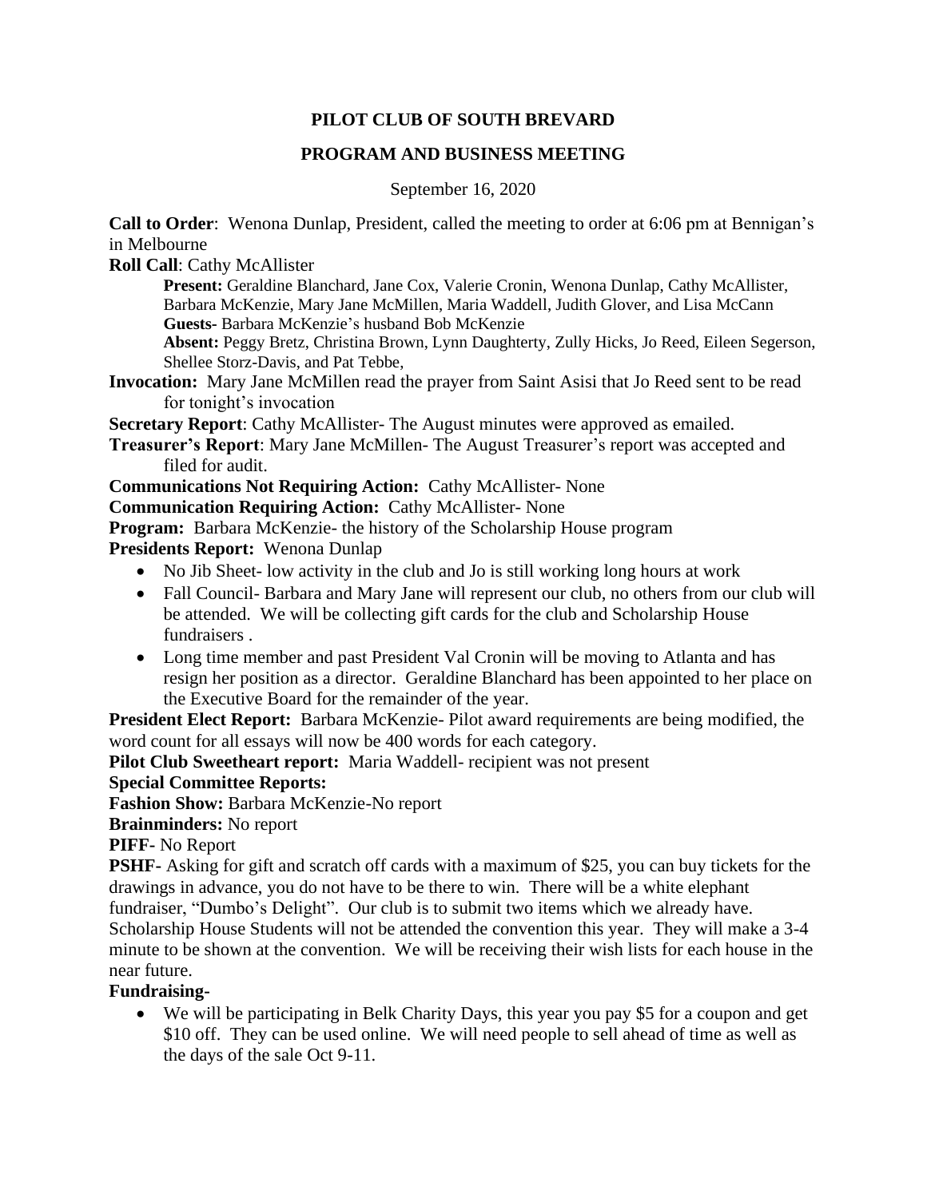# PILOT CLUB OF SOUTH BREVARD

## PROGRAM AND BUSINESS MEETING

September 16, 2020

**Call to Order**: Wenona Dunlap, President, called the meeting to order at 6:06 pm at Bennigan's in Melbourne

**Roll Call**: Cathy McAllister

> **Present:** Geraldine Blanchard, Jane Cox, Valerie Cronin, Wenona Dunlap, Cathy McAllister, Barbara McKenzie, Mary Jane McMillen, Maria Waddell, Judith Glover, and Lisa McCann
> **Guests-** Barbara McKenzie's husband Bob McKenzie
> **Absent:** Peggy Bretz, Christina Brown, Lynn Daughterty, Zully Hicks, Jo Reed, Eileen Segerson, Shellee Storz-Davis, and Pat Tebbe,

**Invocation:** Mary Jane McMillen read the prayer from Saint Asisi that Jo Reed sent to be read for tonight's invocation

**Secretary Report**: Cathy McAllister- The August minutes were approved as emailed.

**Treasurer's Report**: Mary Jane McMillen- The August Treasurer's report was accepted and filed for audit.

**Communications Not Requiring Action:** Cathy McAllister- None

**Communication Requiring Action:** Cathy McAllister- None

**Program:** Barbara McKenzie- the history of the Scholarship House program

**Presidents Report:** Wenona Dunlap

- No Jib Sheet- low activity in the club and Jo is still working long hours at work
- Fall Council- Barbara and Mary Jane will represent our club, no others from our club will be attended. We will be collecting gift cards for the club and Scholarship House fundraisers .
- Long time member and past President Val Cronin will be moving to Atlanta and has resign her position as a director. Geraldine Blanchard has been appointed to her place on the Executive Board for the remainder of the year.

**President Elect Report:** Barbara McKenzie- Pilot award requirements are being modified, the word count for all essays will now be 400 words for each category.

**Pilot Club Sweetheart report:** Maria Waddell- recipient was not present

**Special Committee Reports:**

**Fashion Show:** Barbara McKenzie-No report

**Brainminders:** No report

**PIFF-** No Report

**PSHF-** Asking for gift and scratch off cards with a maximum of $25, you can buy tickets for the drawings in advance, you do not have to be there to win. There will be a white elephant fundraiser, "Dumbo's Delight". Our club is to submit two items which we already have. Scholarship House Students will not be attended the convention this year. They will make a 3-4 minute to be shown at the convention. We will be receiving their wish lists for each house in the near future.

**Fundraising-**

- We will be participating in Belk Charity Days, this year you pay $5 for a coupon and get $10 off. They can be used online. We will need people to sell ahead of time as well as the days of the sale Oct 9-11.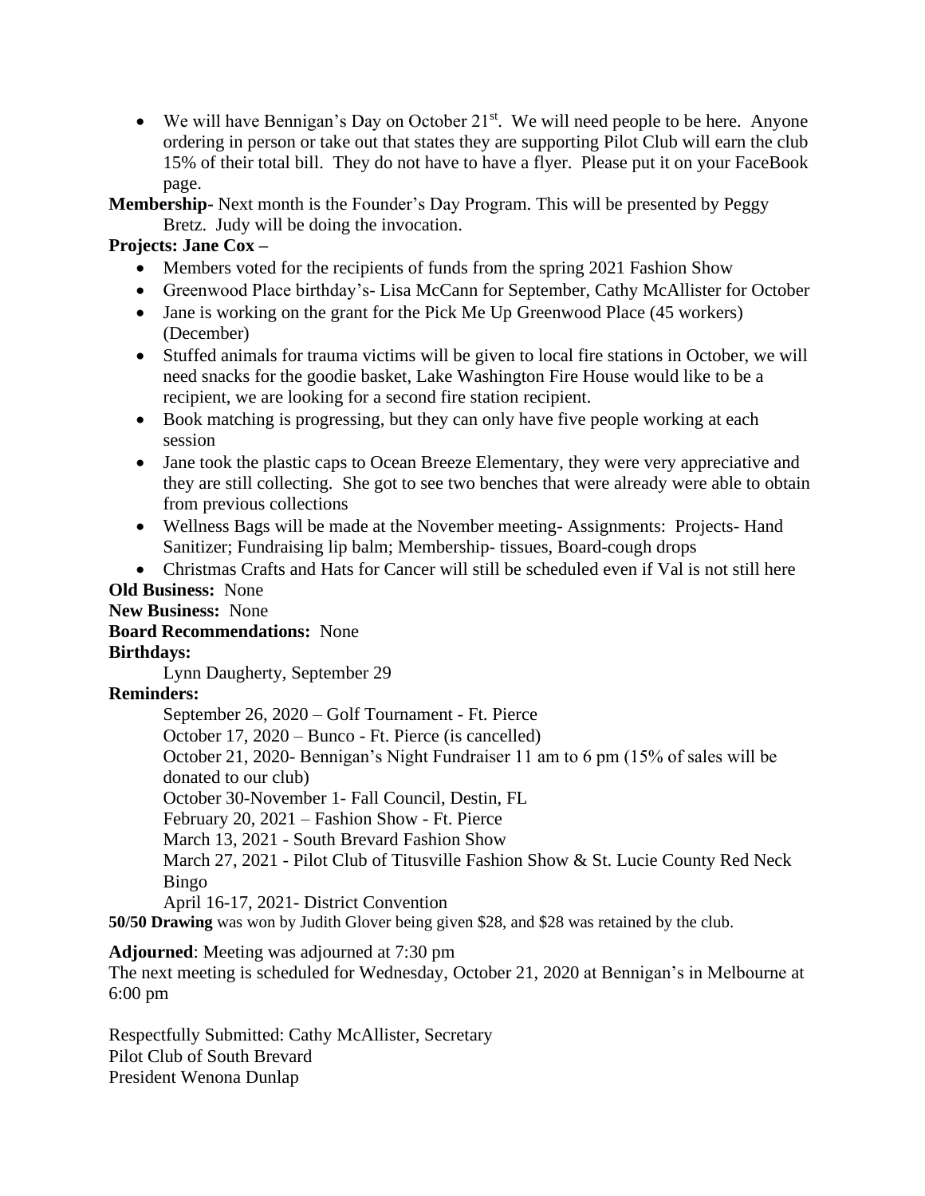- We will have Bennigan's Day on October 21st. We will need people to be here. Anyone ordering in person or take out that states they are supporting Pilot Club will earn the club 15% of their total bill. They do not have to have a flyer. Please put it on your FaceBook page.

**Membership**- Next month is the Founder's Day Program. This will be presented by Peggy Bretz. Judy will be doing the invocation.

**Projects: Jane Cox –**

- Members voted for the recipients of funds from the spring 2021 Fashion Show
- Greenwood Place birthday's- Lisa McCann for September, Cathy McAllister for October
- Jane is working on the grant for the Pick Me Up Greenwood Place (45 workers) (December)
- Stuffed animals for trauma victims will be given to local fire stations in October, we will need snacks for the goodie basket, Lake Washington Fire House would like to be a recipient, we are looking for a second fire station recipient.
- Book matching is progressing, but they can only have five people working at each session
- Jane took the plastic caps to Ocean Breeze Elementary, they were very appreciative and they are still collecting. She got to see two benches that were already were able to obtain from previous collections
- Wellness Bags will be made at the November meeting- Assignments: Projects- Hand Sanitizer; Fundraising lip balm; Membership- tissues, Board-cough drops
- Christmas Crafts and Hats for Cancer will still be scheduled even if Val is not still here

**Old Business:** None

**New Business:** None

**Board Recommendations:** None

**Birthdays:**

Lynn Daugherty, September 29

**Reminders:**

September 26, 2020 – Golf Tournament - Ft. Pierce
October 17, 2020 – Bunco - Ft. Pierce (is cancelled)
October 21, 2020- Bennigan's Night Fundraiser 11 am to 6 pm (15% of sales will be donated to our club)
October 30-November 1- Fall Council, Destin, FL
February 20, 2021 – Fashion Show - Ft. Pierce
March 13, 2021 - South Brevard Fashion Show
March 27, 2021 - Pilot Club of Titusville Fashion Show & St. Lucie County Red Neck Bingo
April 16-17, 2021- District Convention

**50/50 Drawing** was won by Judith Glover being given $28, and $28 was retained by the club.

**Adjourned**: Meeting was adjourned at 7:30 pm
The next meeting is scheduled for Wednesday, October 21, 2020 at Bennigan's in Melbourne at 6:00 pm

Respectfully Submitted: Cathy McAllister, Secretary
Pilot Club of South Brevard
President Wenona Dunlap